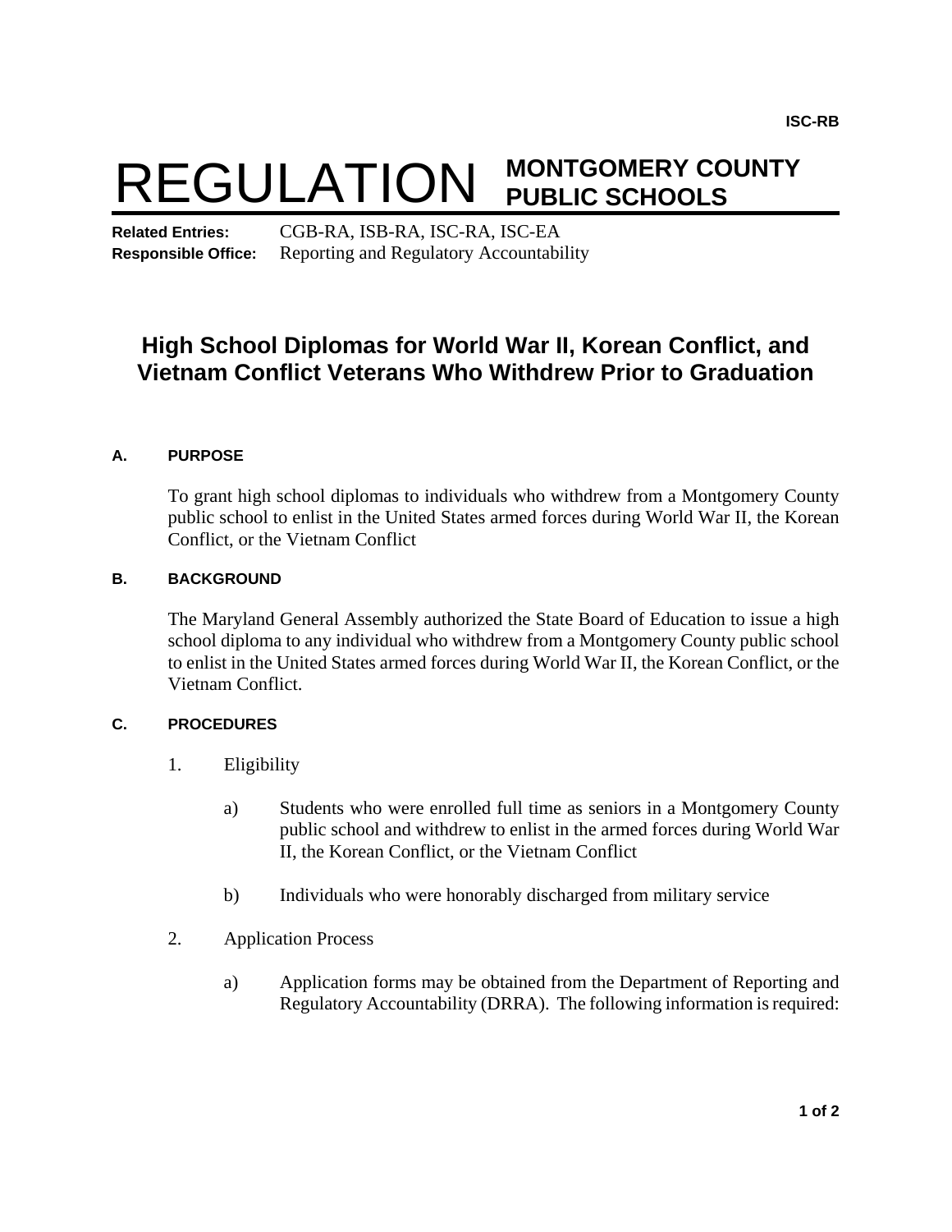ISC-RB

# REGULATION MONTGOMERY COUNTY PUBLIC SCHOOLS

**Related Entries:** CGB-RA, ISB-RA, ISC-RA, ISC-EA
**Responsible Office:** Reporting and Regulatory Accountability

## High School Diplomas for World War II, Korean Conflict, and Vietnam Conflict Veterans Who Withdrew Prior to Graduation

### A. PURPOSE

To grant high school diplomas to individuals who withdrew from a Montgomery County public school to enlist in the United States armed forces during World War II, the Korean Conflict, or the Vietnam Conflict

### B. BACKGROUND

The Maryland General Assembly authorized the State Board of Education to issue a high school diploma to any individual who withdrew from a Montgomery County public school to enlist in the United States armed forces during World War II, the Korean Conflict, or the Vietnam Conflict.

### C. PROCEDURES

1. Eligibility

   a) Students who were enrolled full time as seniors in a Montgomery County public school and withdrew to enlist in the armed forces during World War II, the Korean Conflict, or the Vietnam Conflict

   b) Individuals who were honorably discharged from military service

2. Application Process

   a) Application forms may be obtained from the Department of Reporting and Regulatory Accountability (DRRA). The following information is required: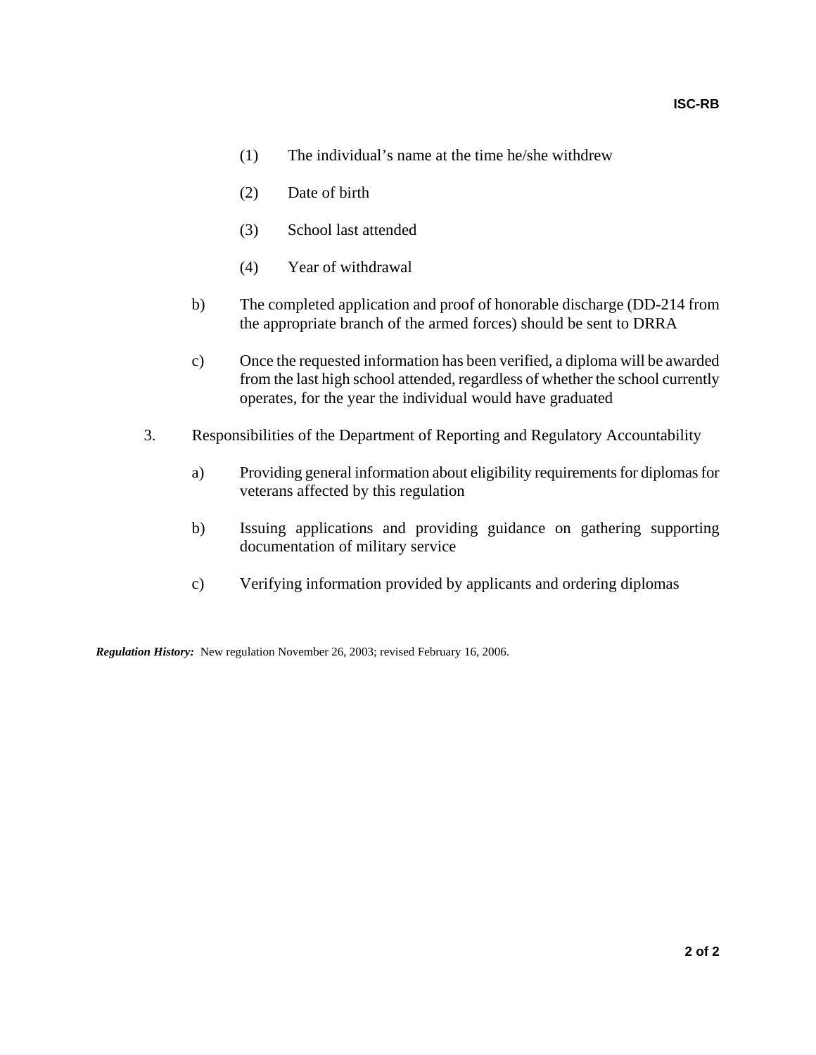(1) The individual's name at the time he/she withdrew

(2) Date of birth

(3) School last attended

(4) Year of withdrawal

b) The completed application and proof of honorable discharge (DD-214 from the appropriate branch of the armed forces) should be sent to DRRA

c) Once the requested information has been verified, a diploma will be awarded from the last high school attended, regardless of whether the school currently operates, for the year the individual would have graduated

3. Responsibilities of the Department of Reporting and Regulatory Accountability

a) Providing general information about eligibility requirements for diplomas for veterans affected by this regulation

b) Issuing applications and providing guidance on gathering supporting documentation of military service

c) Verifying information provided by applicants and ordering diplomas

***Regulation History:*** New regulation November 26, 2003; revised February 16, 2006.